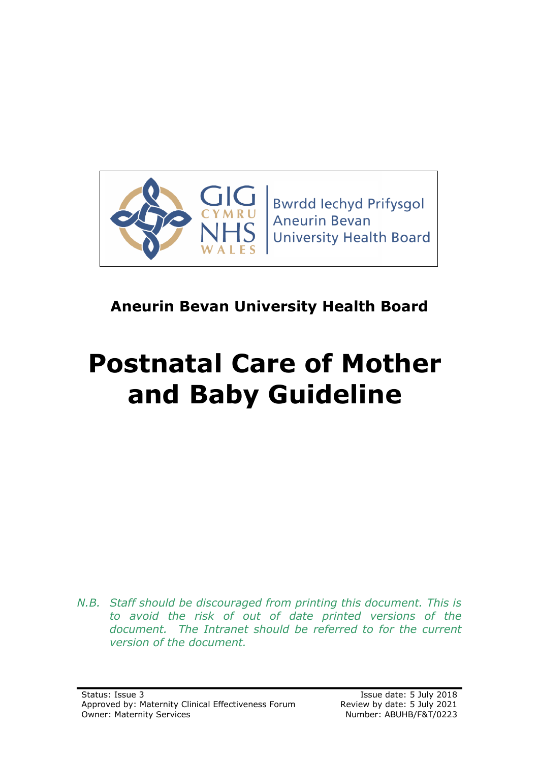Bwrdd Iechyd Prifysgol Aneurin Bevan University Health Board

**Aneurin Bevan University Health Board**

# Postnatal Care of Mother and Baby Guideline

*N.B. Staff should be discouraged from printing this document. This is to avoid the risk of out of date printed versions of the document. The Intranet should be referred to for the current version of the document.*

Status: Issue 3
Approved by: Maternity Clinical Effectiveness Forum
Owner: Maternity Services

Issue date: 5 July 2018
Review by date: 5 July 2021
Number: ABUHB/F&T/0223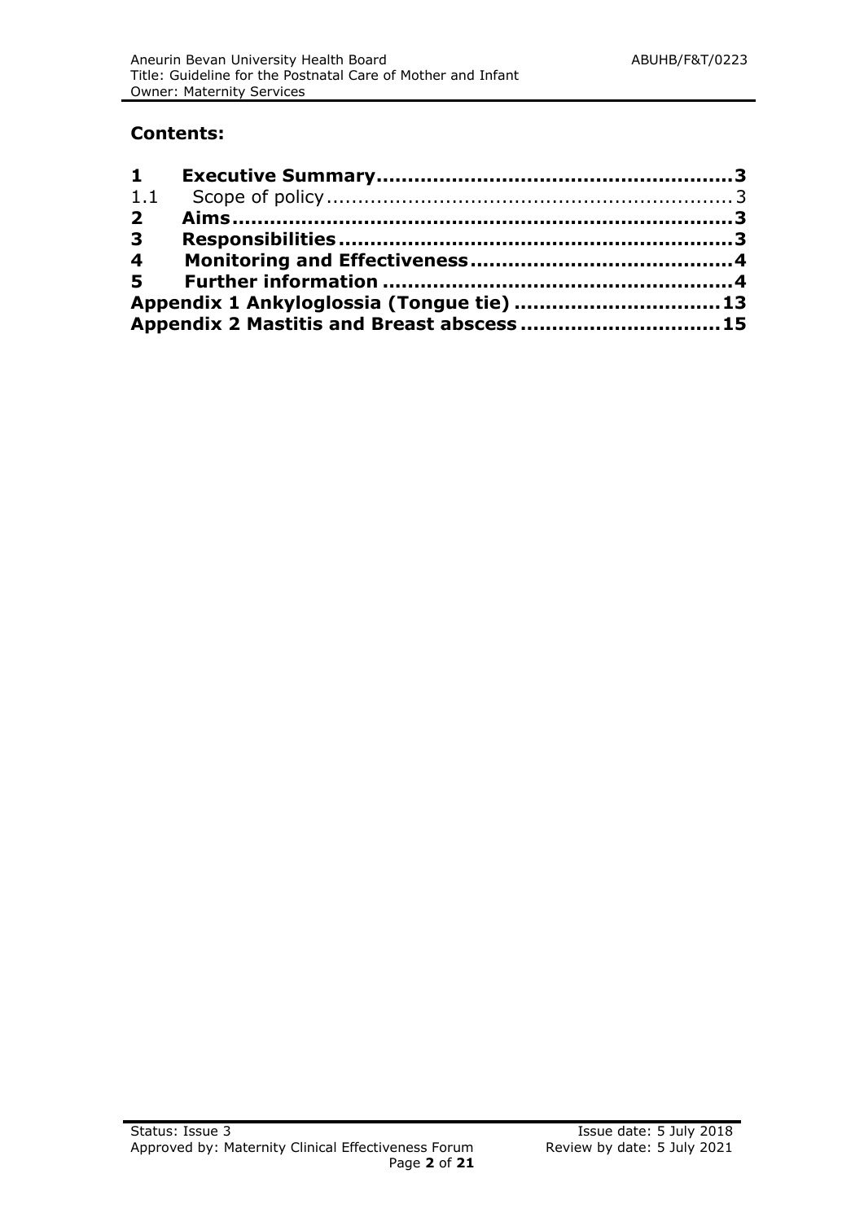## Contents:

**1 Executive Summary** ........................................................ **3**

1.1 Scope of policy ........................................................ 3

**2 Aims** ........................................................ **3**

**3 Responsibilities** ........................................................ **3**

**4 Monitoring and Effectiveness** ........................................................ **4**

**5 Further information** ........................................................ **4**

**Appendix 1 Ankyloglossia (Tongue tie)** ........................................................ **13**

**Appendix 2 Mastitis and Breast abscess** ........................................................ **15**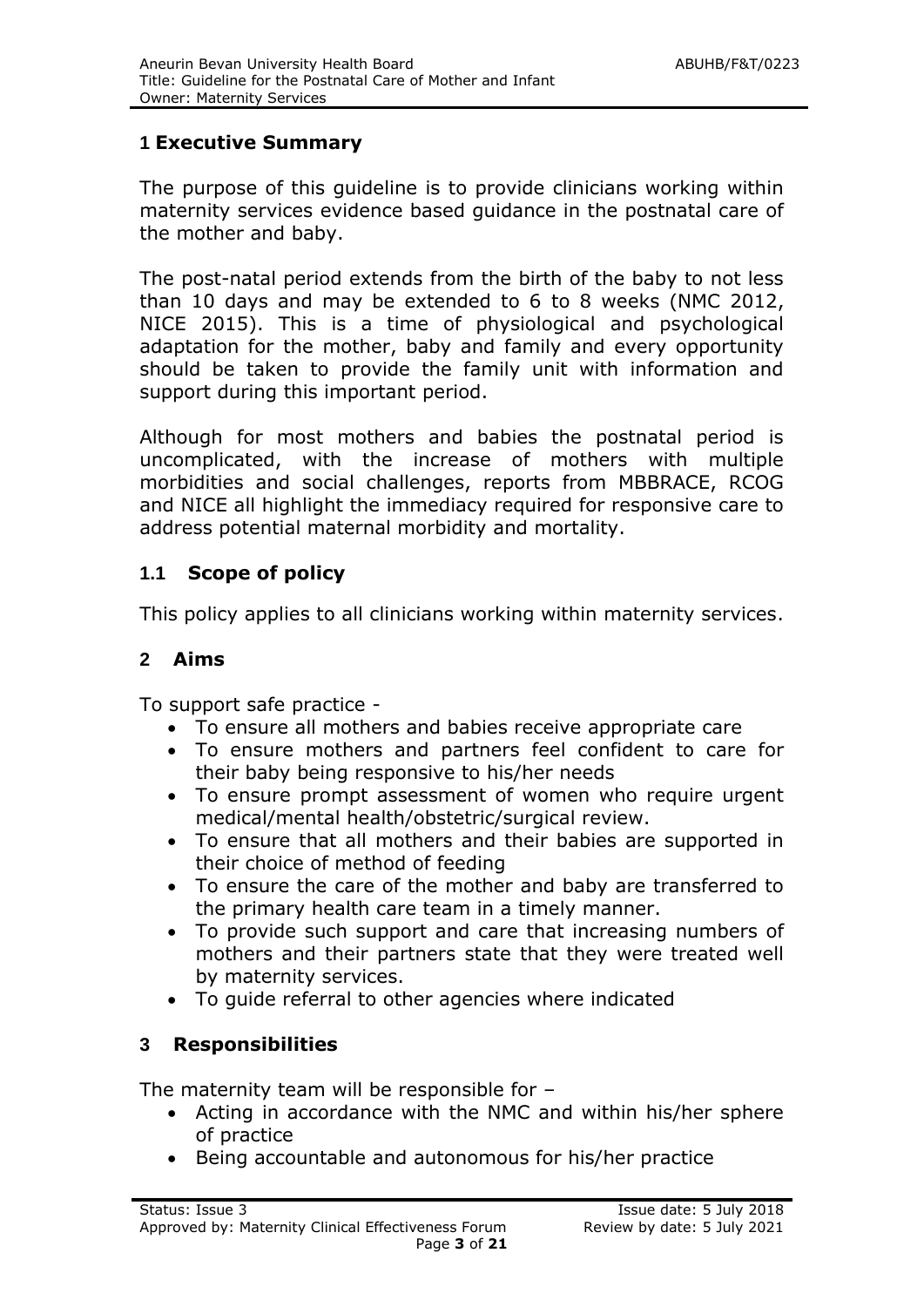## 1 Executive Summary

The purpose of this guideline is to provide clinicians working within maternity services evidence based guidance in the postnatal care of the mother and baby.

The post-natal period extends from the birth of the baby to not less than 10 days and may be extended to 6 to 8 weeks (NMC 2012, NICE 2015). This is a time of physiological and psychological adaptation for the mother, baby and family and every opportunity should be taken to provide the family unit with information and support during this important period.

Although for most mothers and babies the postnatal period is uncomplicated, with the increase of mothers with multiple morbidities and social challenges, reports from MBBRACE, RCOG and NICE all highlight the immediacy required for responsive care to address potential maternal morbidity and mortality.

### 1.1 Scope of policy

This policy applies to all clinicians working within maternity services.

## 2 Aims

To support safe practice -

- To ensure all mothers and babies receive appropriate care
- To ensure mothers and partners feel confident to care for their baby being responsive to his/her needs
- To ensure prompt assessment of women who require urgent medical/mental health/obstetric/surgical review.
- To ensure that all mothers and their babies are supported in their choice of method of feeding
- To ensure the care of the mother and baby are transferred to the primary health care team in a timely manner.
- To provide such support and care that increasing numbers of mothers and their partners state that they were treated well by maternity services.
- To guide referral to other agencies where indicated

## 3 Responsibilities

The maternity team will be responsible for –

- Acting in accordance with the NMC and within his/her sphere of practice
- Being accountable and autonomous for his/her practice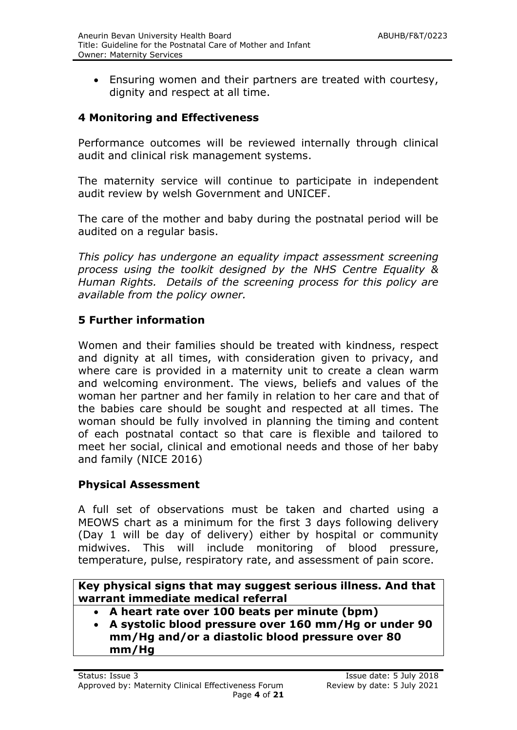- Ensuring women and their partners are treated with courtesy, dignity and respect at all time.

## 4 Monitoring and Effectiveness

Performance outcomes will be reviewed internally through clinical audit and clinical risk management systems.

The maternity service will continue to participate in independent audit review by welsh Government and UNICEF.

The care of the mother and baby during the postnatal period will be audited on a regular basis.

*This policy has undergone an equality impact assessment screening process using the toolkit designed by the NHS Centre Equality & Human Rights. Details of the screening process for this policy are available from the policy owner.*

## 5 Further information

Women and their families should be treated with kindness, respect and dignity at all times, with consideration given to privacy, and where care is provided in a maternity unit to create a clean warm and welcoming environment. The views, beliefs and values of the woman her partner and her family in relation to her care and that of the babies care should be sought and respected at all times. The woman should be fully involved in planning the timing and content of each postnatal contact so that care is flexible and tailored to meet her social, clinical and emotional needs and those of her baby and family (NICE 2016)

### Physical Assessment

A full set of observations must be taken and charted using a MEOWS chart as a minimum for the first 3 days following delivery (Day 1 will be day of delivery) either by hospital or community midwives. This will include monitoring of blood pressure, temperature, pulse, respiratory rate, and assessment of pain score.

| **Key physical signs that may suggest serious illness. And that warrant immediate medical referral** |
|---|
| • **A heart rate over 100 beats per minute (bpm)**<br>• **A systolic blood pressure over 160 mm/Hg or under 90 mm/Hg and/or a diastolic blood pressure over 80 mm/Hg** |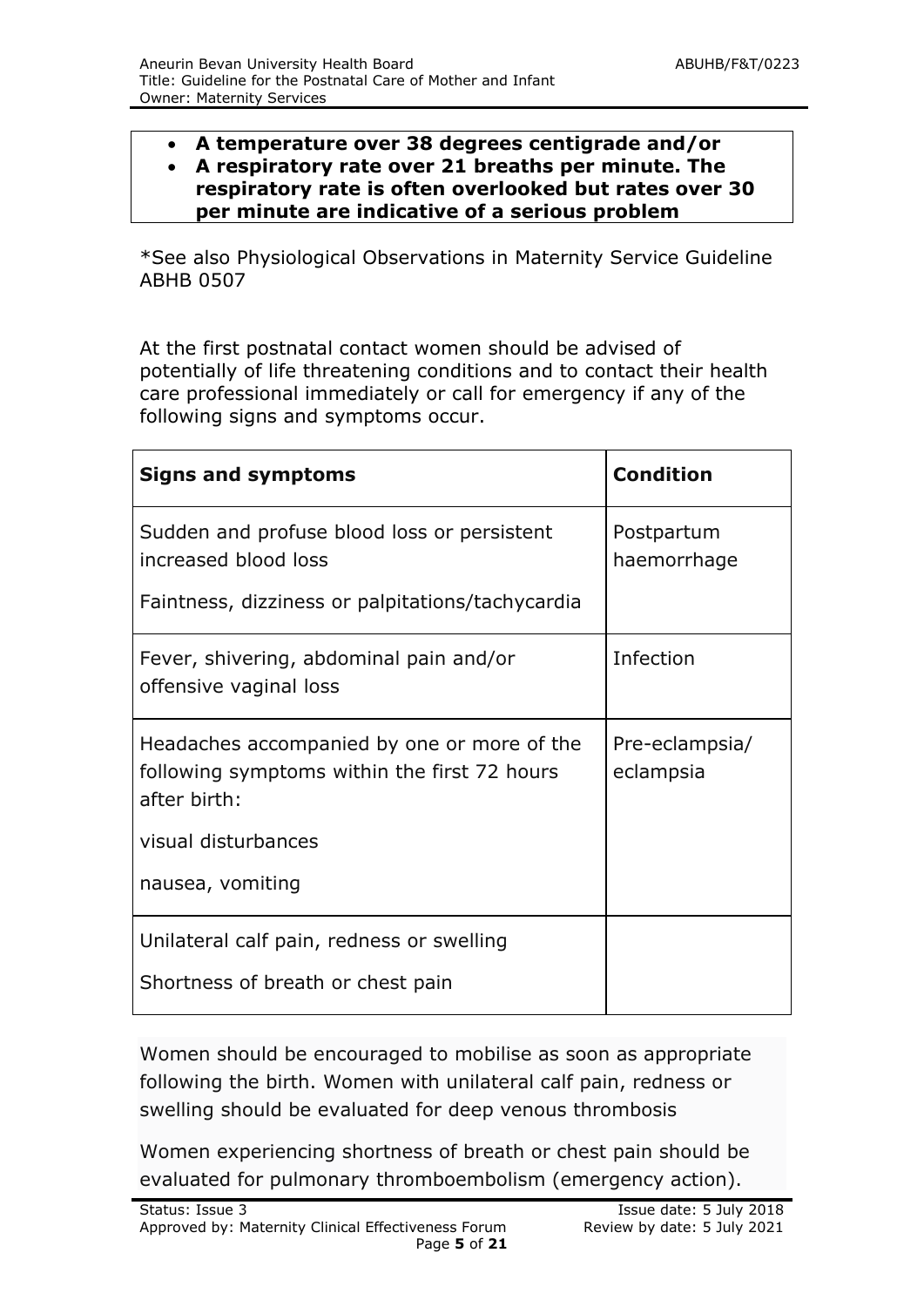- **A temperature over 38 degrees centigrade and/or**
- **A respiratory rate over 21 breaths per minute. The respiratory rate is often overlooked but rates over 30 per minute are indicative of a serious problem**

*See also Physiological Observations in Maternity Service Guideline ABHB 0507

At the first postnatal contact women should be advised of potentially of life threatening conditions and to contact their health care professional immediately or call for emergency if any of the following signs and symptoms occur.

| **Signs and symptoms** | **Condition** |
|---|---|
| Sudden and profuse blood loss or persistent increased blood loss<br><br>Faintness, dizziness or palpitations/tachycardia | Postpartum haemorrhage |
| Fever, shivering, abdominal pain and/or offensive vaginal loss | Infection |
| Headaches accompanied by one or more of the following symptoms within the first 72 hours after birth:<br><br>visual disturbances<br><br>nausea, vomiting | Pre-eclampsia/ eclampsia |
| Unilateral calf pain, redness or swelling<br><br>Shortness of breath or chest pain | |

Women should be encouraged to mobilise as soon as appropriate following the birth. Women with unilateral calf pain, redness or swelling should be evaluated for deep venous thrombosis

Women experiencing shortness of breath or chest pain should be evaluated for pulmonary thromboembolism (emergency action).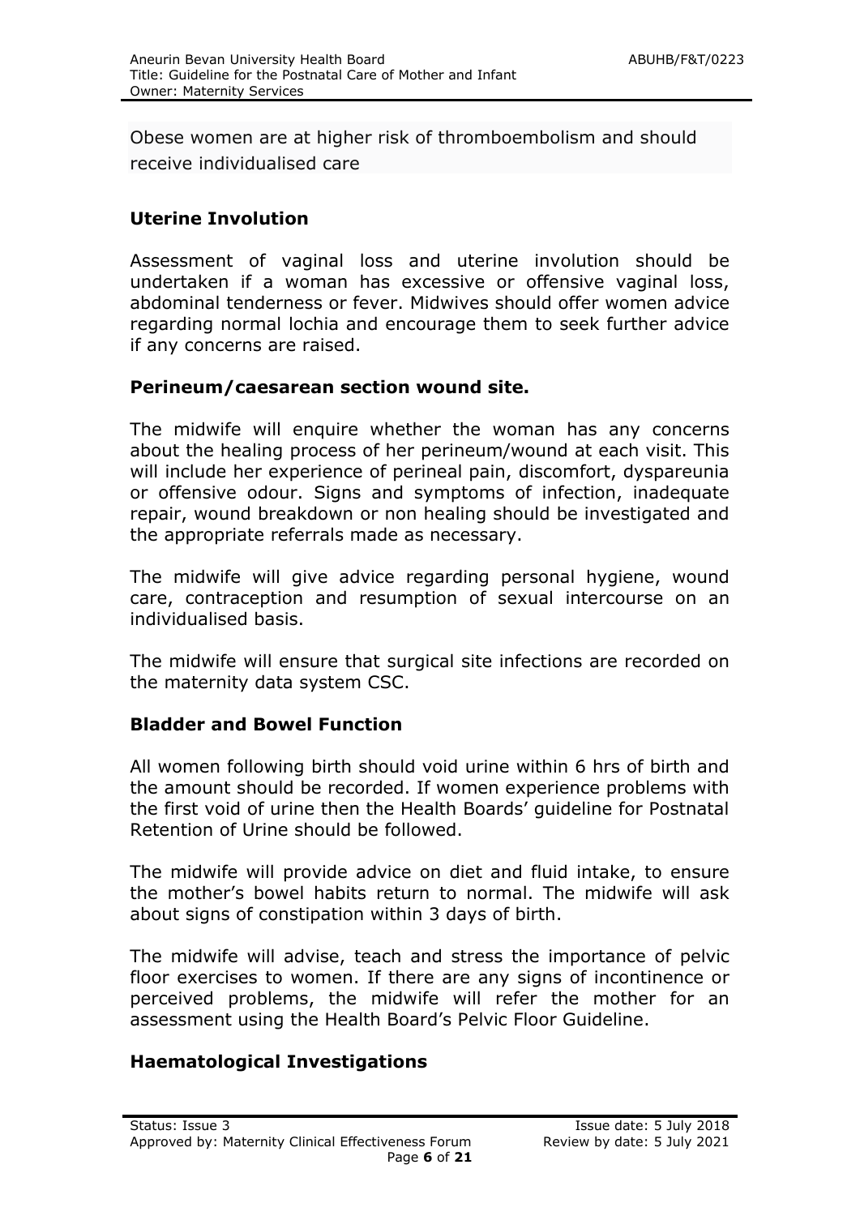Obese women are at higher risk of thromboembolism and should receive individualised care

### Uterine Involution

Assessment of vaginal loss and uterine involution should be undertaken if a woman has excessive or offensive vaginal loss, abdominal tenderness or fever. Midwives should offer women advice regarding normal lochia and encourage them to seek further advice if any concerns are raised.

### Perineum/caesarean section wound site.

The midwife will enquire whether the woman has any concerns about the healing process of her perineum/wound at each visit. This will include her experience of perineal pain, discomfort, dyspareunia or offensive odour. Signs and symptoms of infection, inadequate repair, wound breakdown or non healing should be investigated and the appropriate referrals made as necessary.

The midwife will give advice regarding personal hygiene, wound care, contraception and resumption of sexual intercourse on an individualised basis.

The midwife will ensure that surgical site infections are recorded on the maternity data system CSC.

### Bladder and Bowel Function

All women following birth should void urine within 6 hrs of birth and the amount should be recorded. If women experience problems with the first void of urine then the Health Boards' guideline for Postnatal Retention of Urine should be followed.

The midwife will provide advice on diet and fluid intake, to ensure the mother's bowel habits return to normal. The midwife will ask about signs of constipation within 3 days of birth.

The midwife will advise, teach and stress the importance of pelvic floor exercises to women. If there are any signs of incontinence or perceived problems, the midwife will refer the mother for an assessment using the Health Board's Pelvic Floor Guideline.

### Haematological Investigations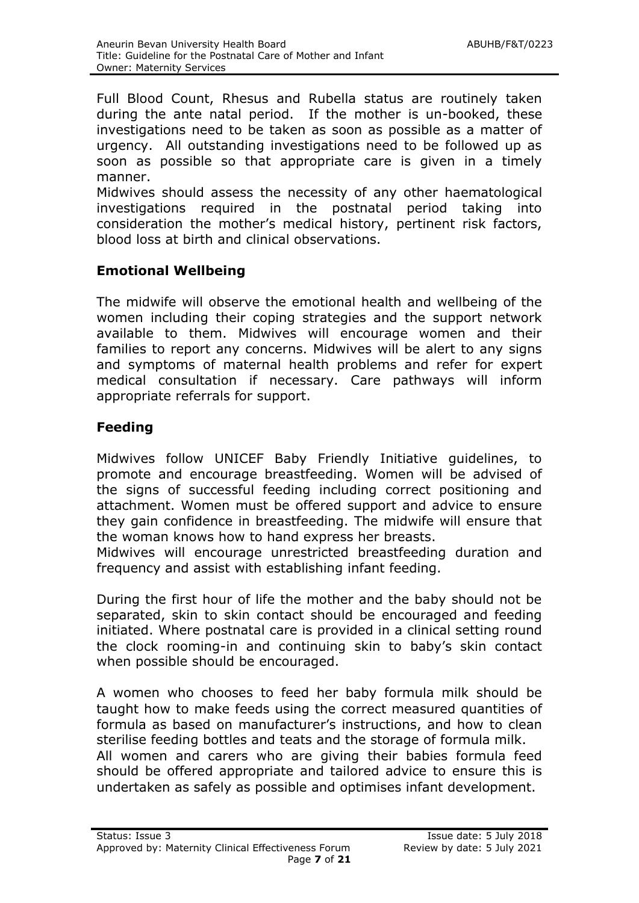Full Blood Count, Rhesus and Rubella status are routinely taken during the ante natal period. If the mother is un-booked, these investigations need to be taken as soon as possible as a matter of urgency. All outstanding investigations need to be followed up as soon as possible so that appropriate care is given in a timely manner.

Midwives should assess the necessity of any other haematological investigations required in the postnatal period taking into consideration the mother's medical history, pertinent risk factors, blood loss at birth and clinical observations.

## Emotional Wellbeing

The midwife will observe the emotional health and wellbeing of the women including their coping strategies and the support network available to them. Midwives will encourage women and their families to report any concerns. Midwives will be alert to any signs and symptoms of maternal health problems and refer for expert medical consultation if necessary. Care pathways will inform appropriate referrals for support.

## Feeding

Midwives follow UNICEF Baby Friendly Initiative guidelines, to promote and encourage breastfeeding. Women will be advised of the signs of successful feeding including correct positioning and attachment. Women must be offered support and advice to ensure they gain confidence in breastfeeding. The midwife will ensure that the woman knows how to hand express her breasts.

Midwives will encourage unrestricted breastfeeding duration and frequency and assist with establishing infant feeding.

During the first hour of life the mother and the baby should not be separated, skin to skin contact should be encouraged and feeding initiated. Where postnatal care is provided in a clinical setting round the clock rooming-in and continuing skin to baby's skin contact when possible should be encouraged.

A women who chooses to feed her baby formula milk should be taught how to make feeds using the correct measured quantities of formula as based on manufacturer's instructions, and how to clean sterilise feeding bottles and teats and the storage of formula milk.

All women and carers who are giving their babies formula feed should be offered appropriate and tailored advice to ensure this is undertaken as safely as possible and optimises infant development.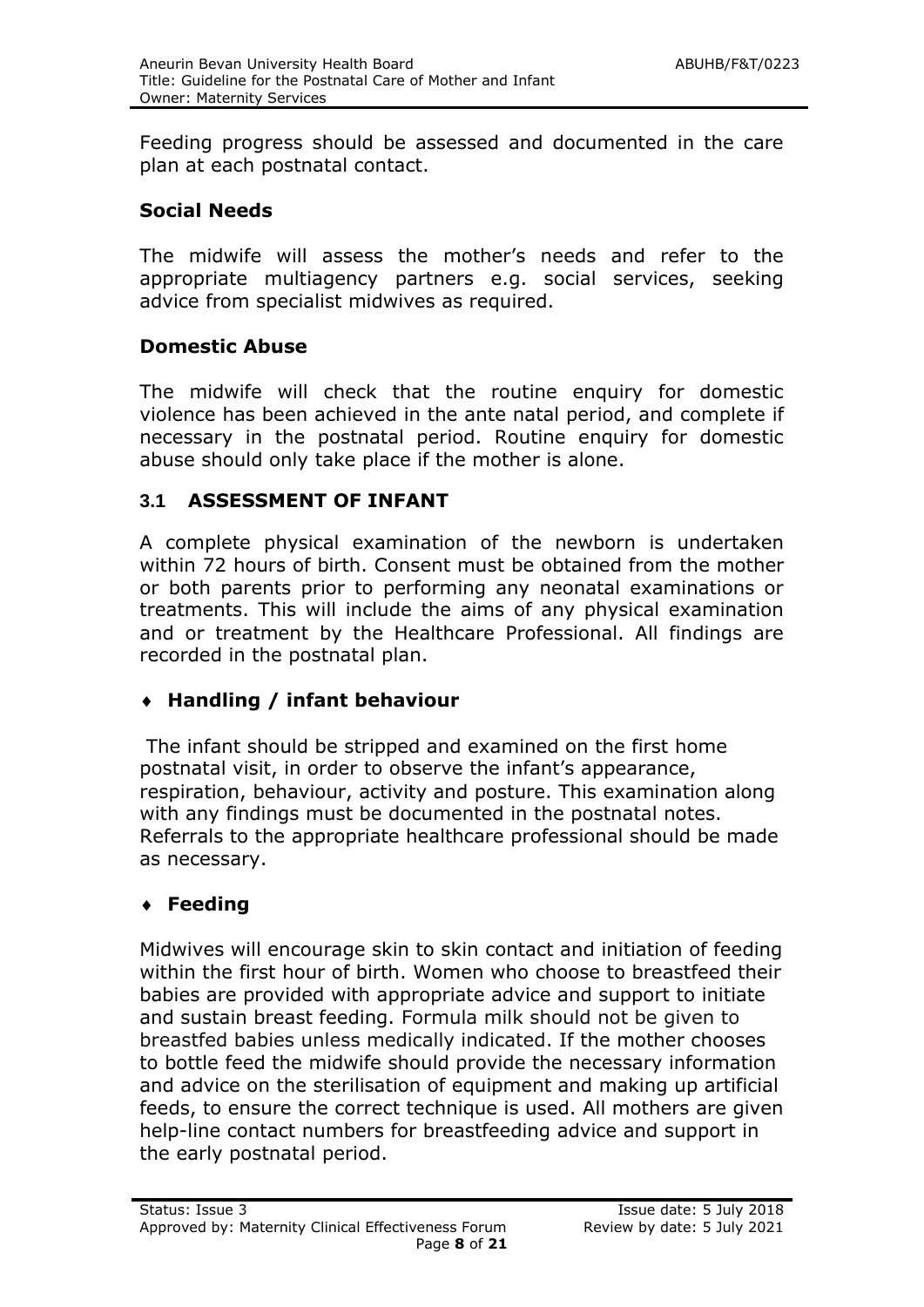Feeding progress should be assessed and documented in the care plan at each postnatal contact.

**Social Needs**

The midwife will assess the mother's needs and refer to the appropriate multiagency partners e.g. social services, seeking advice from specialist midwives as required.

**Domestic Abuse**

The midwife will check that the routine enquiry for domestic violence has been achieved in the ante natal period, and complete if necessary in the postnatal period. Routine enquiry for domestic abuse should only take place if the mother is alone.

## 3.1 ASSESSMENT OF INFANT

A complete physical examination of the newborn is undertaken within 72 hours of birth. Consent must be obtained from the mother or both parents prior to performing any neonatal examinations or treatments. This will include the aims of any physical examination and or treatment by the Healthcare Professional. All findings are recorded in the postnatal plan.

- **Handling / infant behaviour**

The infant should be stripped and examined on the first home postnatal visit, in order to observe the infant's appearance, respiration, behaviour, activity and posture. This examination along with any findings must be documented in the postnatal notes. Referrals to the appropriate healthcare professional should be made as necessary.

- **Feeding**

Midwives will encourage skin to skin contact and initiation of feeding within the first hour of birth. Women who choose to breastfeed their babies are provided with appropriate advice and support to initiate and sustain breast feeding. Formula milk should not be given to breastfed babies unless medically indicated. If the mother chooses to bottle feed the midwife should provide the necessary information and advice on the sterilisation of equipment and making up artificial feeds, to ensure the correct technique is used. All mothers are given help-line contact numbers for breastfeeding advice and support in the early postnatal period.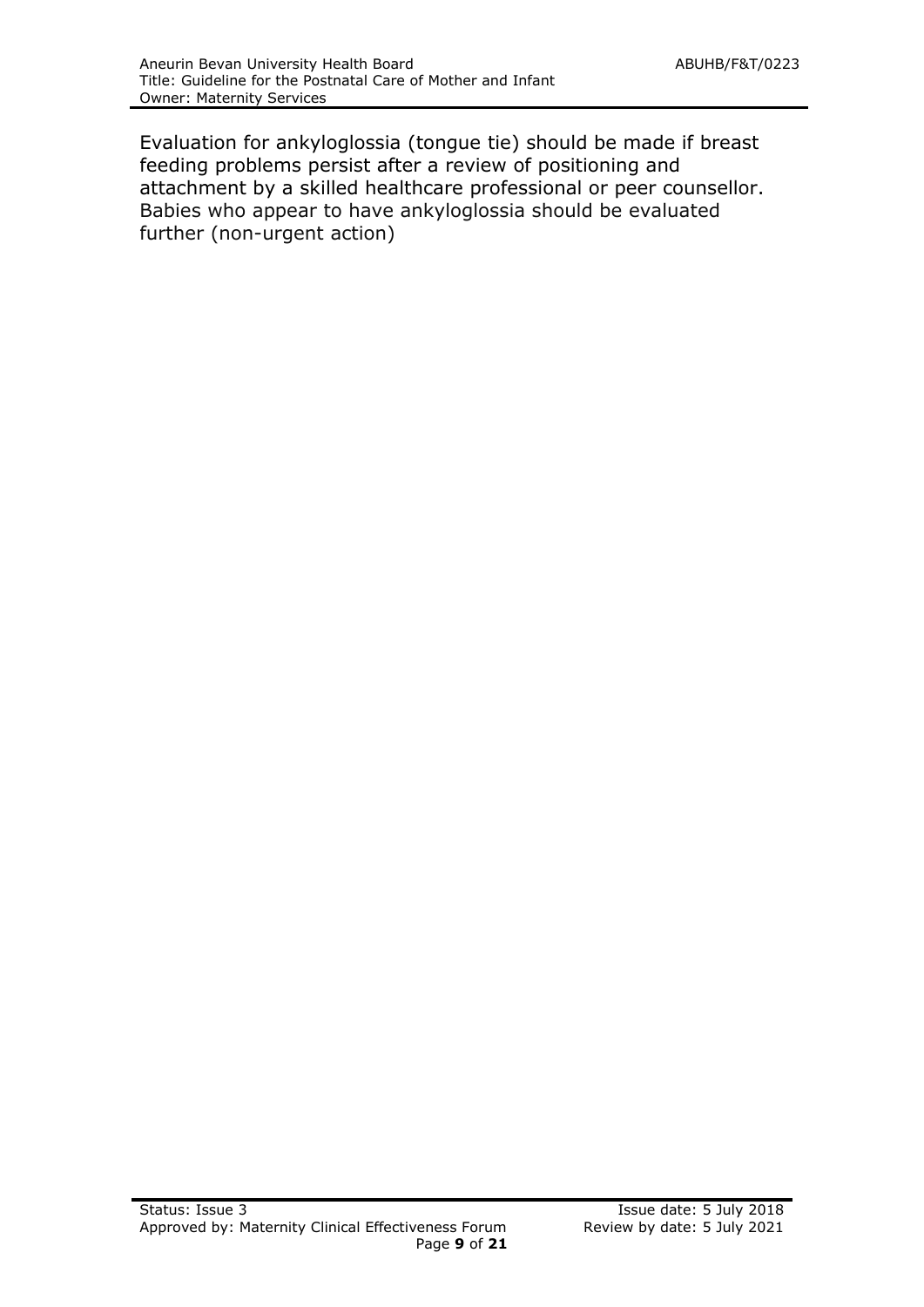Evaluation for ankyloglossia (tongue tie) should be made if breast feeding problems persist after a review of positioning and attachment by a skilled healthcare professional or peer counsellor. Babies who appear to have ankyloglossia should be evaluated further (non-urgent action)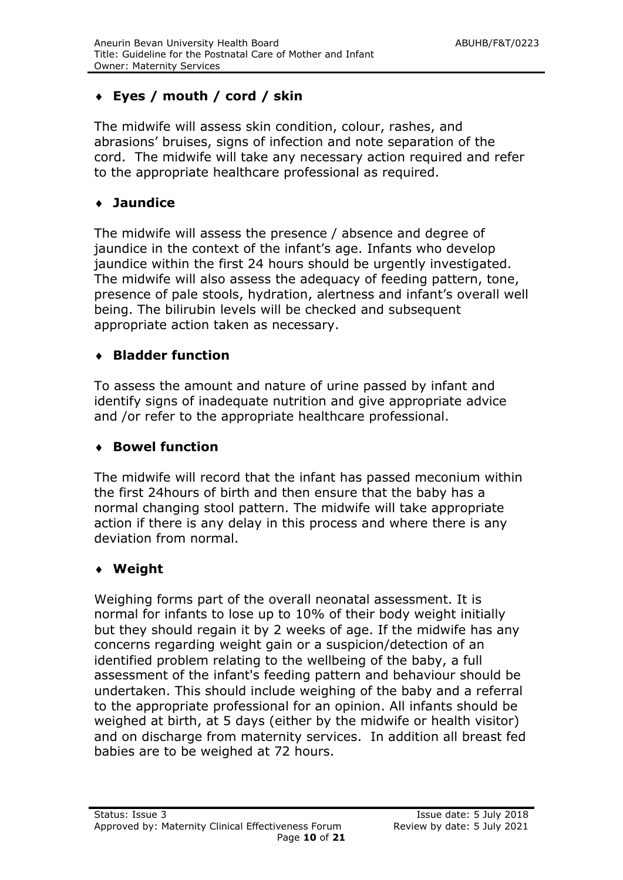- **Eyes / mouth / cord / skin**

The midwife will assess skin condition, colour, rashes, and abrasions' bruises, signs of infection and note separation of the cord. The midwife will take any necessary action required and refer to the appropriate healthcare professional as required.

- **Jaundice**

The midwife will assess the presence / absence and degree of jaundice in the context of the infant's age. Infants who develop jaundice within the first 24 hours should be urgently investigated. The midwife will also assess the adequacy of feeding pattern, tone, presence of pale stools, hydration, alertness and infant's overall well being. The bilirubin levels will be checked and subsequent appropriate action taken as necessary.

- **Bladder function**

To assess the amount and nature of urine passed by infant and identify signs of inadequate nutrition and give appropriate advice and /or refer to the appropriate healthcare professional.

- **Bowel function**

The midwife will record that the infant has passed meconium within the first 24hours of birth and then ensure that the baby has a normal changing stool pattern. The midwife will take appropriate action if there is any delay in this process and where there is any deviation from normal.

- **Weight**

Weighing forms part of the overall neonatal assessment. It is normal for infants to lose up to 10% of their body weight initially but they should regain it by 2 weeks of age. If the midwife has any concerns regarding weight gain or a suspicion/detection of an identified problem relating to the wellbeing of the baby, a full assessment of the infant's feeding pattern and behaviour should be undertaken. This should include weighing of the baby and a referral to the appropriate professional for an opinion. All infants should be weighed at birth, at 5 days (either by the midwife or health visitor) and on discharge from maternity services. In addition all breast fed babies are to be weighed at 72 hours.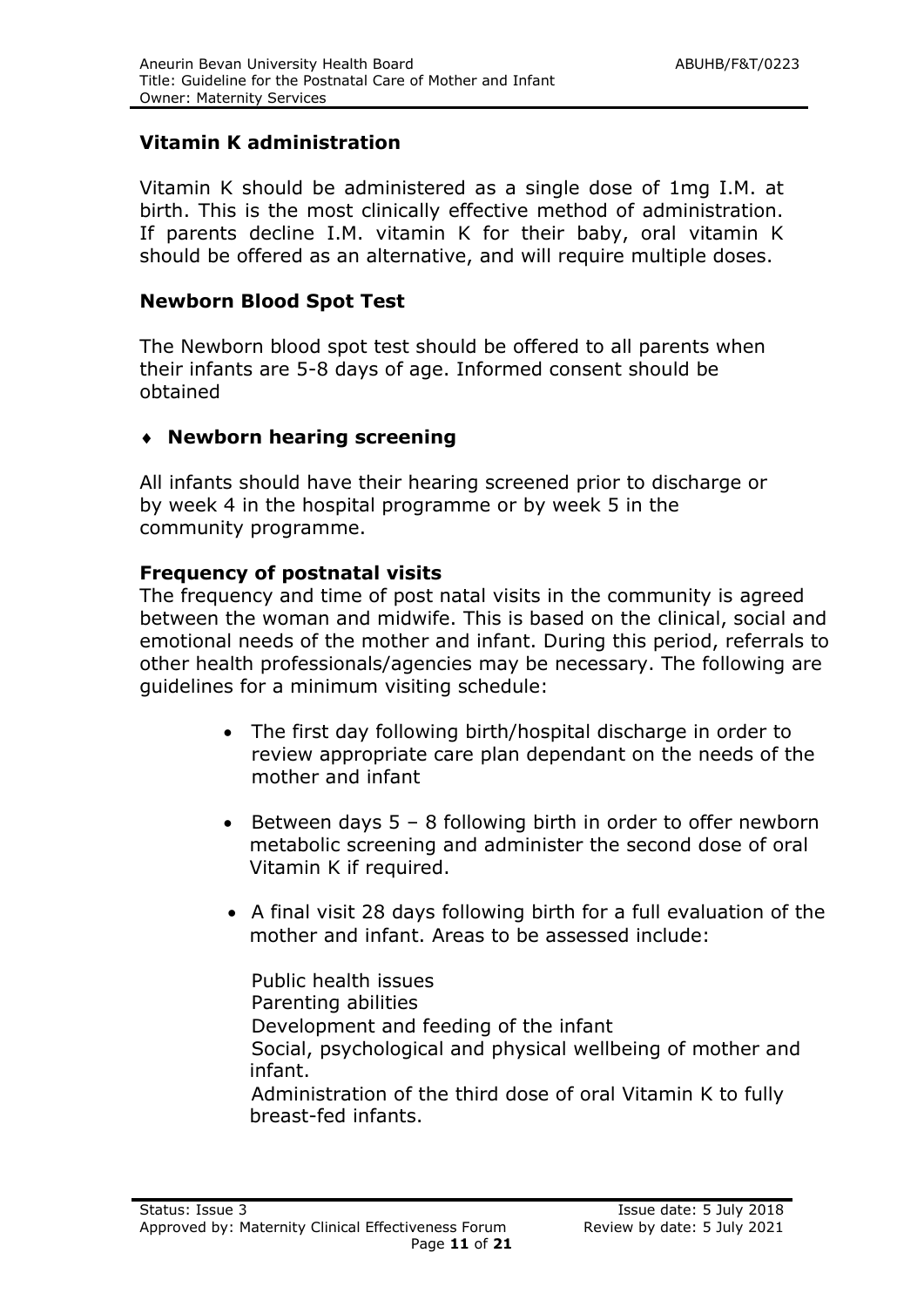## Vitamin K administration

Vitamin K should be administered as a single dose of 1mg I.M. at birth. This is the most clinically effective method of administration. If parents decline I.M. vitamin K for their baby, oral vitamin K should be offered as an alternative, and will require multiple doses.

## Newborn Blood Spot Test

The Newborn blood spot test should be offered to all parents when their infants are 5-8 days of age. Informed consent should be obtained

## ♦ Newborn hearing screening

All infants should have their hearing screened prior to discharge or by week 4 in the hospital programme or by week 5 in the community programme.

## Frequency of postnatal visits

The frequency and time of post natal visits in the community is agreed between the woman and midwife. This is based on the clinical, social and emotional needs of the mother and infant. During this period, referrals to other health professionals/agencies may be necessary. The following are guidelines for a minimum visiting schedule:

- The first day following birth/hospital discharge in order to review appropriate care plan dependant on the needs of the mother and infant
- Between days 5 – 8 following birth in order to offer newborn metabolic screening and administer the second dose of oral Vitamin K if required.
- A final visit 28 days following birth for a full evaluation of the mother and infant. Areas to be assessed include:

  Public health issues
  Parenting abilities
  Development and feeding of the infant
  Social, psychological and physical wellbeing of mother and infant.
  Administration of the third dose of oral Vitamin K to fully breast-fed infants.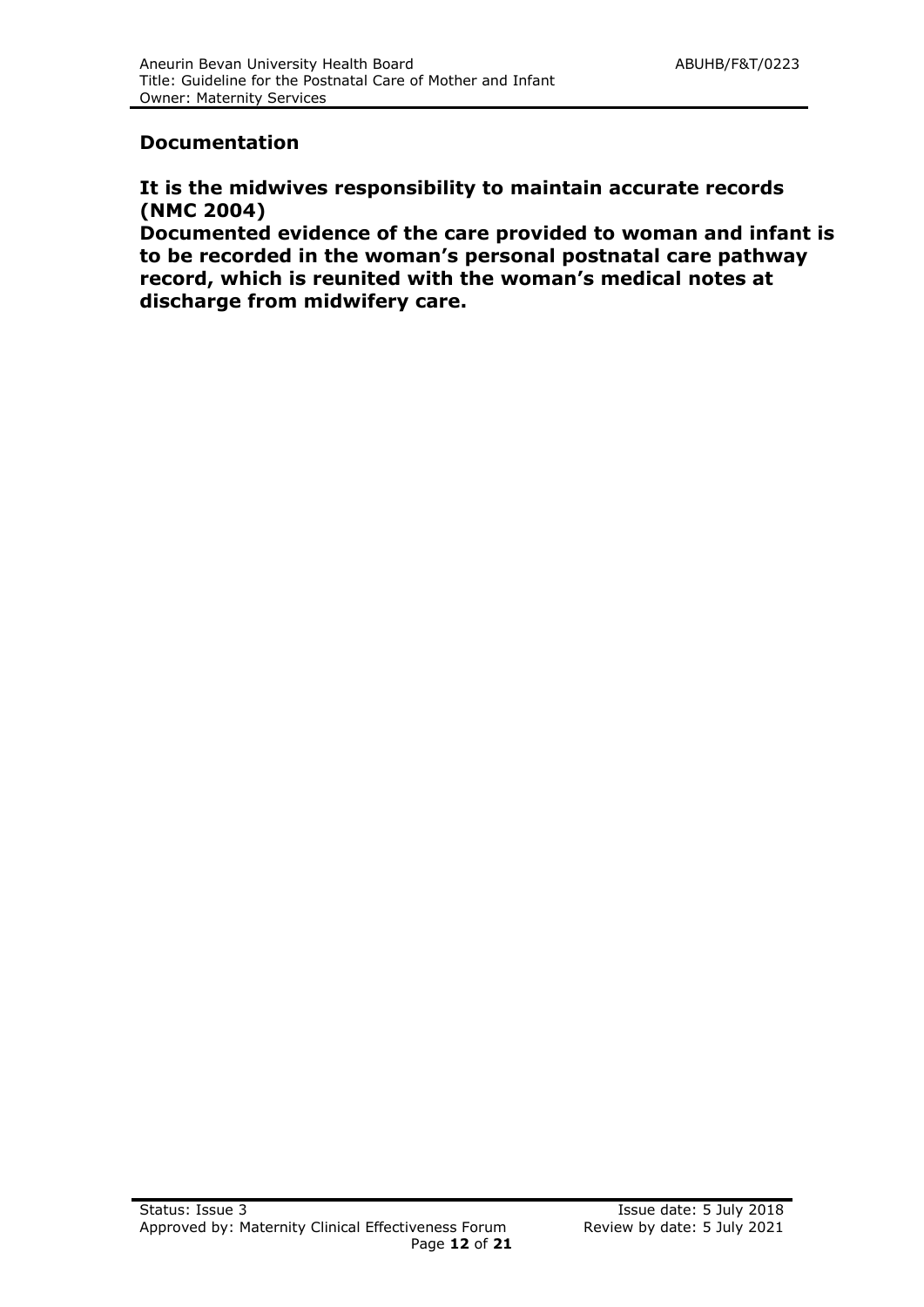## Documentation

**It is the midwives responsibility to maintain accurate records (NMC 2004)**
**Documented evidence of the care provided to woman and infant is to be recorded in the woman's personal postnatal care pathway record, which is reunited with the woman's medical notes at discharge from midwifery care.**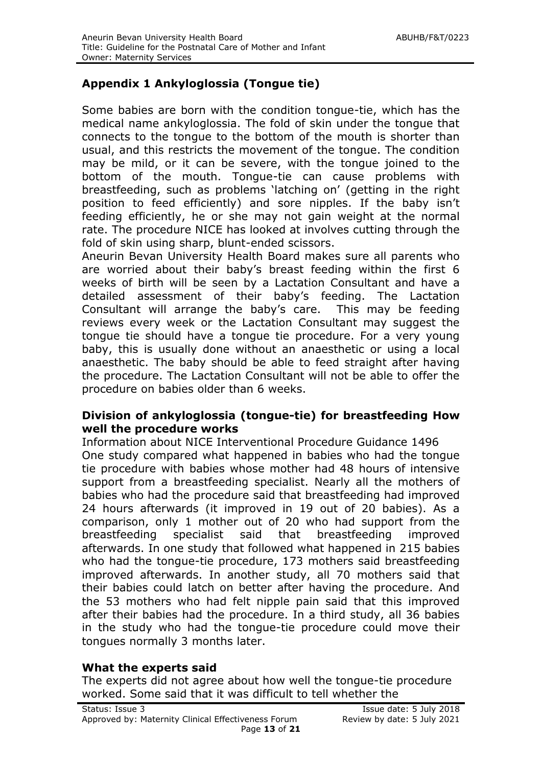## Appendix 1 Ankyloglossia (Tongue tie)

Some babies are born with the condition tongue-tie, which has the medical name ankyloglossia. The fold of skin under the tongue that connects to the tongue to the bottom of the mouth is shorter than usual, and this restricts the movement of the tongue. The condition may be mild, or it can be severe, with the tongue joined to the bottom of the mouth. Tongue-tie can cause problems with breastfeeding, such as problems 'latching on' (getting in the right position to feed efficiently) and sore nipples. If the baby isn't feeding efficiently, he or she may not gain weight at the normal rate. The procedure NICE has looked at involves cutting through the fold of skin using sharp, blunt-ended scissors.

Aneurin Bevan University Health Board makes sure all parents who are worried about their baby's breast feeding within the first 6 weeks of birth will be seen by a Lactation Consultant and have a detailed assessment of their baby's feeding. The Lactation Consultant will arrange the baby's care. This may be feeding reviews every week or the Lactation Consultant may suggest the tongue tie should have a tongue tie procedure. For a very young baby, this is usually done without an anaesthetic or using a local anaesthetic. The baby should be able to feed straight after having the procedure. The Lactation Consultant will not be able to offer the procedure on babies older than 6 weeks.

### Division of ankyloglossia (tongue-tie) for breastfeeding How well the procedure works

Information about NICE Interventional Procedure Guidance 1496

One study compared what happened in babies who had the tongue tie procedure with babies whose mother had 48 hours of intensive support from a breastfeeding specialist. Nearly all the mothers of babies who had the procedure said that breastfeeding had improved 24 hours afterwards (it improved in 19 out of 20 babies). As a comparison, only 1 mother out of 20 who had support from the breastfeeding specialist said that breastfeeding improved afterwards. In one study that followed what happened in 215 babies who had the tongue-tie procedure, 173 mothers said breastfeeding improved afterwards. In another study, all 70 mothers said that their babies could latch on better after having the procedure. And the 53 mothers who had felt nipple pain said that this improved after their babies had the procedure. In a third study, all 36 babies in the study who had the tongue-tie procedure could move their tongues normally 3 months later.

### What the experts said

The experts did not agree about how well the tongue-tie procedure worked. Some said that it was difficult to tell whether the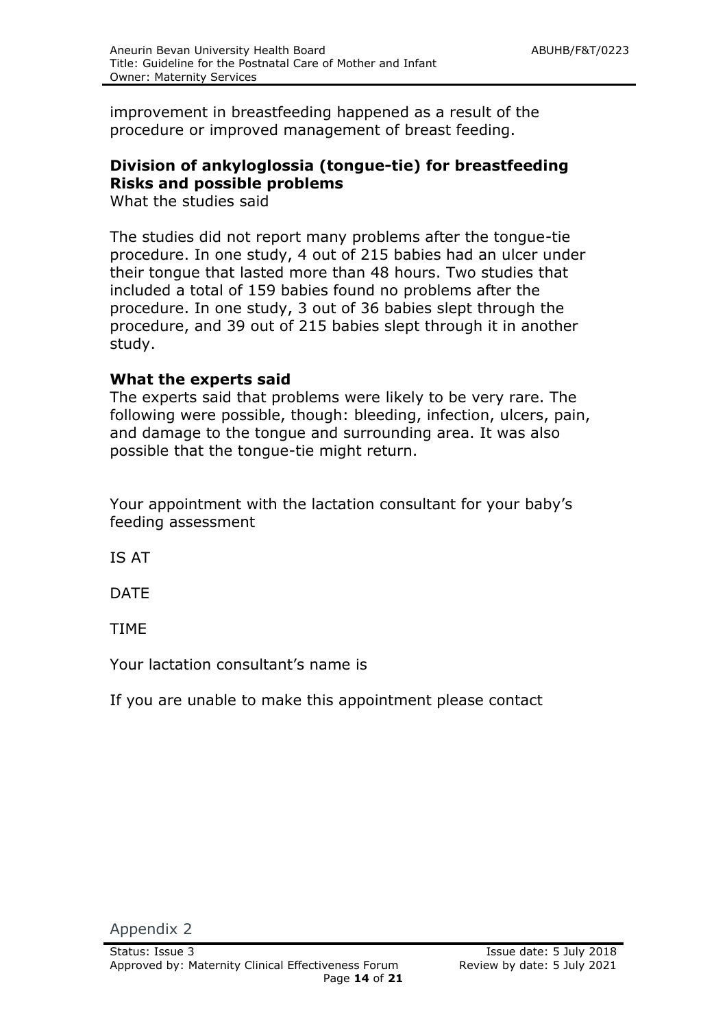improvement in breastfeeding happened as a result of the procedure or improved management of breast feeding.

**Division of ankyloglossia (tongue-tie) for breastfeeding Risks and possible problems**

What the studies said

The studies did not report many problems after the tongue-tie procedure. In one study, 4 out of 215 babies had an ulcer under their tongue that lasted more than 48 hours. Two studies that included a total of 159 babies found no problems after the procedure. In one study, 3 out of 36 babies slept through the procedure, and 39 out of 215 babies slept through it in another study.

**What the experts said**

The experts said that problems were likely to be very rare. The following were possible, though: bleeding, infection, ulcers, pain, and damage to the tongue and surrounding area. It was also possible that the tongue-tie might return.

Your appointment with the lactation consultant for your baby's feeding assessment

IS AT

DATE

TIME

Your lactation consultant's name is

If you are unable to make this appointment please contact

Appendix 2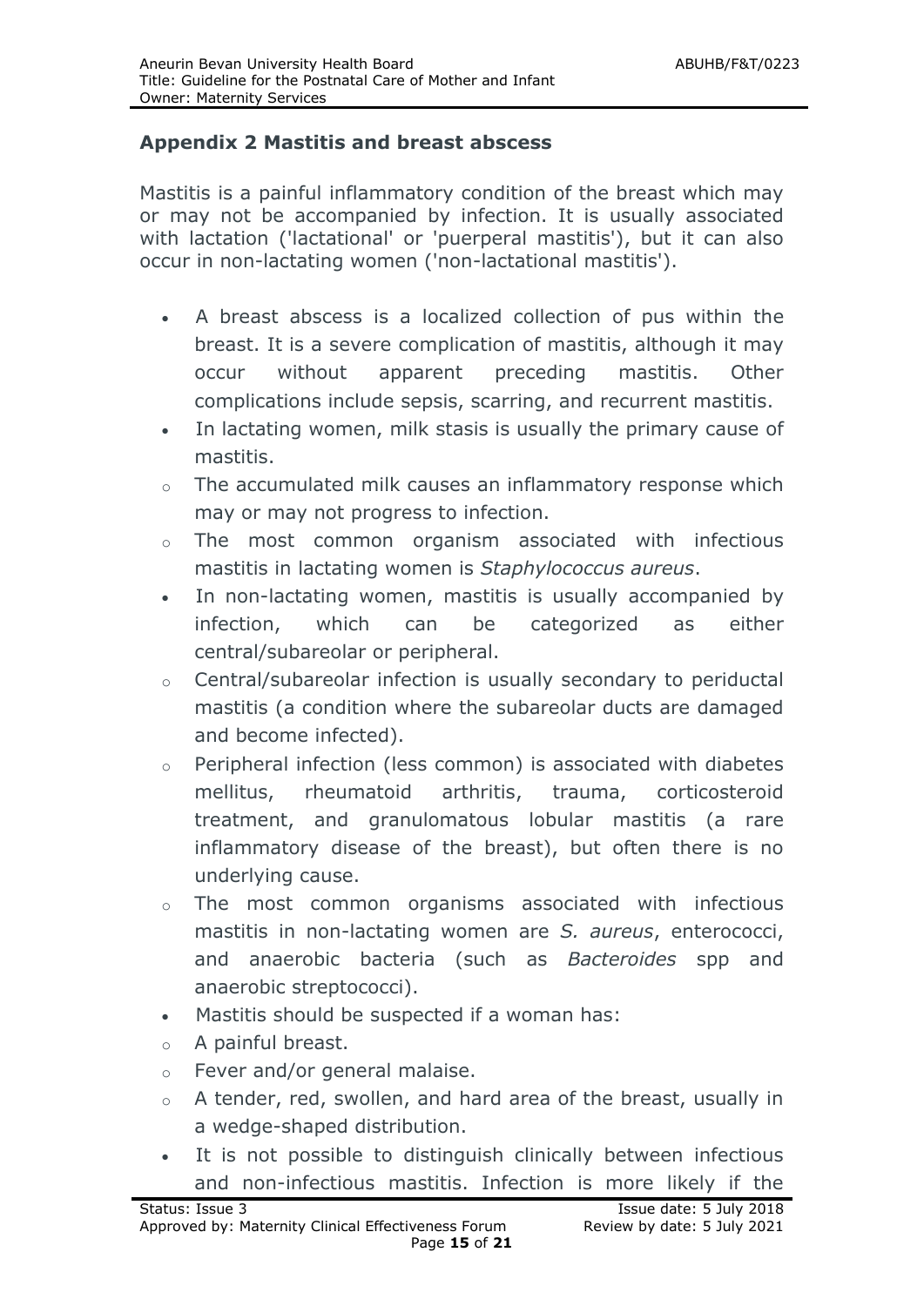## Appendix 2 Mastitis and breast abscess

Mastitis is a painful inflammatory condition of the breast which may or may not be accompanied by infection. It is usually associated with lactation ('lactational' or 'puerperal mastitis'), but it can also occur in non-lactating women ('non-lactational mastitis').

- A breast abscess is a localized collection of pus within the breast. It is a severe complication of mastitis, although it may occur without apparent preceding mastitis. Other complications include sepsis, scarring, and recurrent mastitis.
- In lactating women, milk stasis is usually the primary cause of mastitis.
  - The accumulated milk causes an inflammatory response which may or may not progress to infection.
  - The most common organism associated with infectious mastitis in lactating women is *Staphylococcus aureus*.
- In non-lactating women, mastitis is usually accompanied by infection, which can be categorized as either central/subareolar or peripheral.
  - Central/subareolar infection is usually secondary to periductal mastitis (a condition where the subareolar ducts are damaged and become infected).
  - Peripheral infection (less common) is associated with diabetes mellitus, rheumatoid arthritis, trauma, corticosteroid treatment, and granulomatous lobular mastitis (a rare inflammatory disease of the breast), but often there is no underlying cause.
  - The most common organisms associated with infectious mastitis in non-lactating women are *S. aureus*, enterococci, and anaerobic bacteria (such as *Bacteroides* spp and anaerobic streptococci).
- Mastitis should be suspected if a woman has:
  - A painful breast.
  - Fever and/or general malaise.
  - A tender, red, swollen, and hard area of the breast, usually in a wedge-shaped distribution.
- It is not possible to distinguish clinically between infectious and non-infectious mastitis. Infection is more likely if the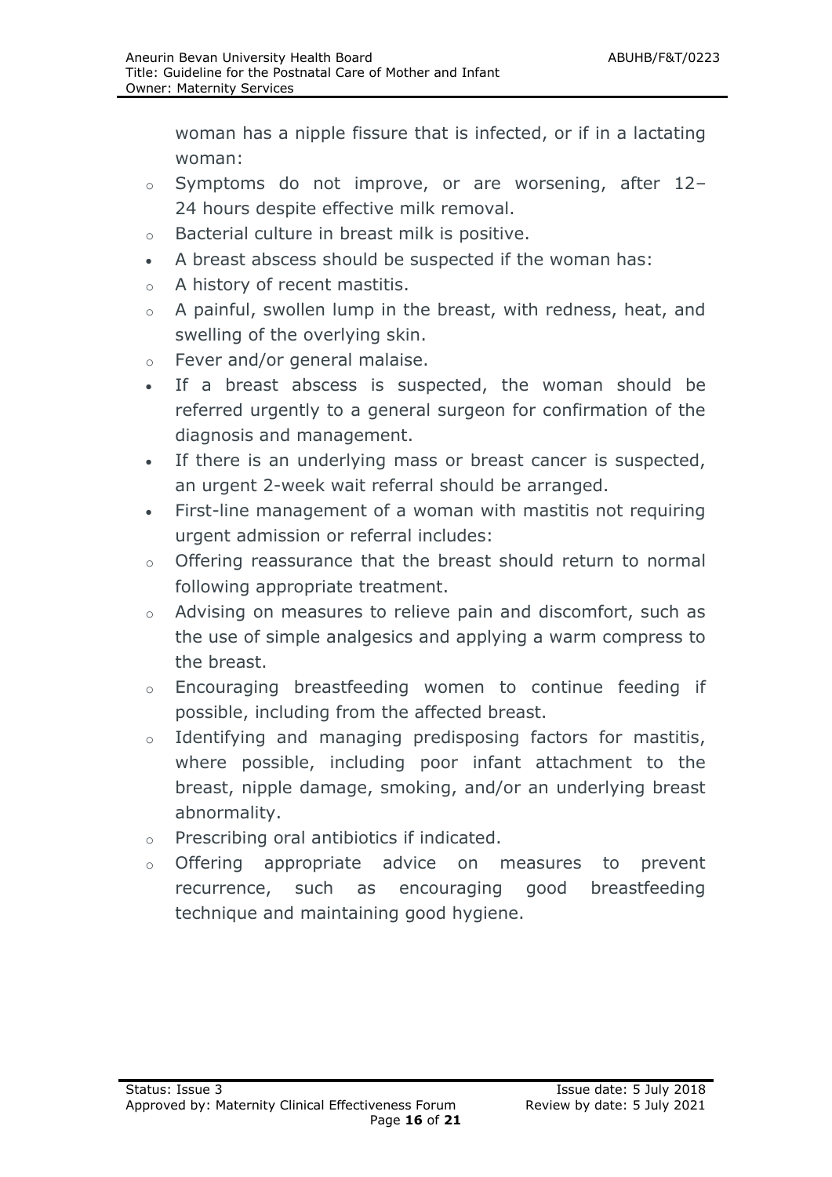woman has a nipple fissure that is infected, or if in a lactating woman:

    - Symptoms do not improve, or are worsening, after 12–24 hours despite effective milk removal.
    - Bacterial culture in breast milk is positive.

- A breast abscess should be suspected if the woman has:
    - A history of recent mastitis.
    - A painful, swollen lump in the breast, with redness, heat, and swelling of the overlying skin.
    - Fever and/or general malaise.
- If a breast abscess is suspected, the woman should be referred urgently to a general surgeon for confirmation of the diagnosis and management.
- If there is an underlying mass or breast cancer is suspected, an urgent 2-week wait referral should be arranged.
- First-line management of a woman with mastitis not requiring urgent admission or referral includes:
    - Offering reassurance that the breast should return to normal following appropriate treatment.
    - Advising on measures to relieve pain and discomfort, such as the use of simple analgesics and applying a warm compress to the breast.
    - Encouraging breastfeeding women to continue feeding if possible, including from the affected breast.
    - Identifying and managing predisposing factors for mastitis, where possible, including poor infant attachment to the breast, nipple damage, smoking, and/or an underlying breast abnormality.
    - Prescribing oral antibiotics if indicated.
    - Offering appropriate advice on measures to prevent recurrence, such as encouraging good breastfeeding technique and maintaining good hygiene.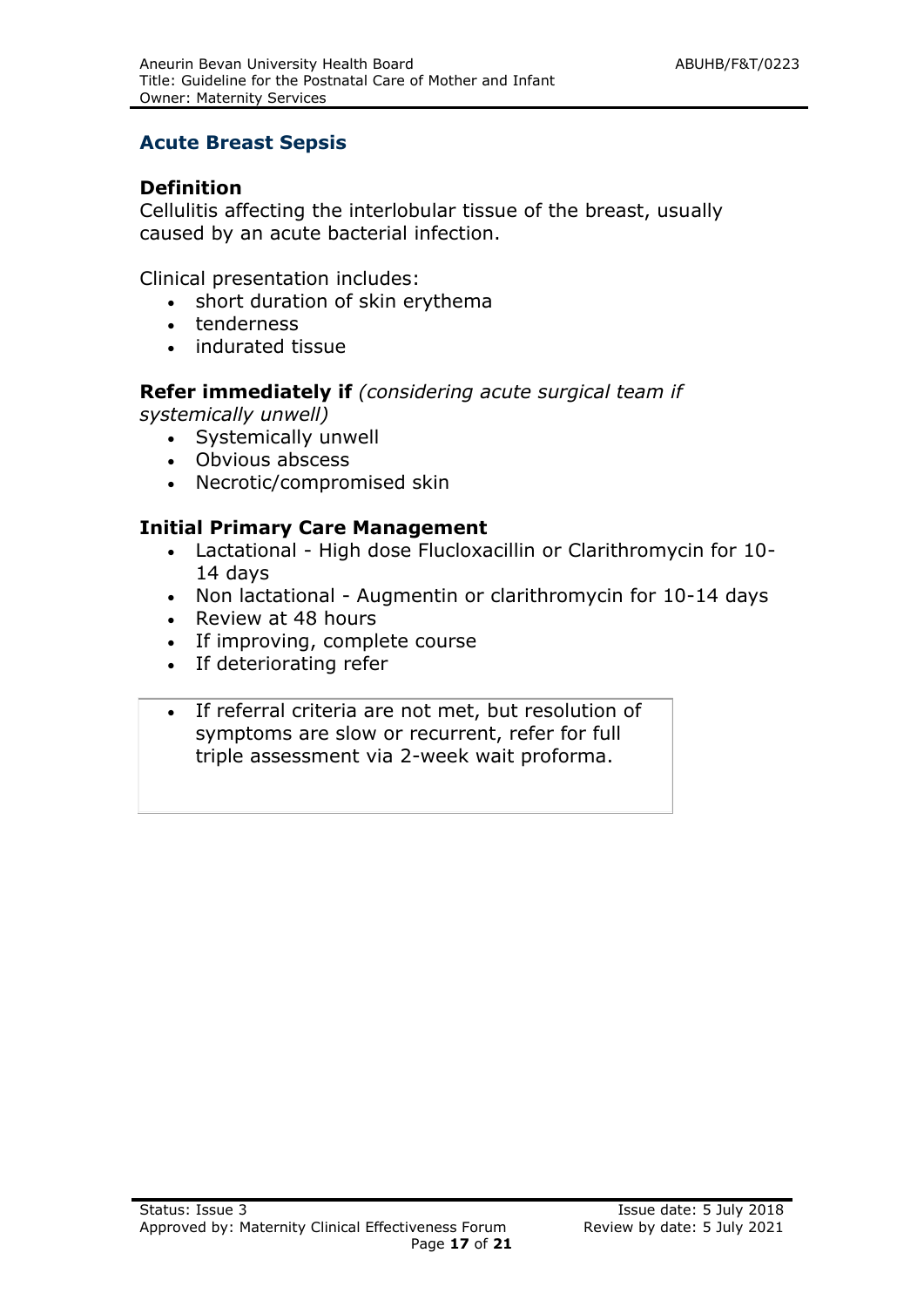## Acute Breast Sepsis

### Definition

Cellulitis affecting the interlobular tissue of the breast, usually caused by an acute bacterial infection.

Clinical presentation includes:

- short duration of skin erythema
- tenderness
- indurated tissue

**Refer immediately if** *(considering acute surgical team if systemically unwell)*

- Systemically unwell
- Obvious abscess
- Necrotic/compromised skin

### Initial Primary Care Management

- Lactational - High dose Flucloxacillin or Clarithromycin for 10-14 days
- Non lactational - Augmentin or clarithromycin for 10-14 days
- Review at 48 hours
- If improving, complete course
- If deteriorating refer

- If referral criteria are not met, but resolution of symptoms are slow or recurrent, refer for full triple assessment via 2-week wait proforma.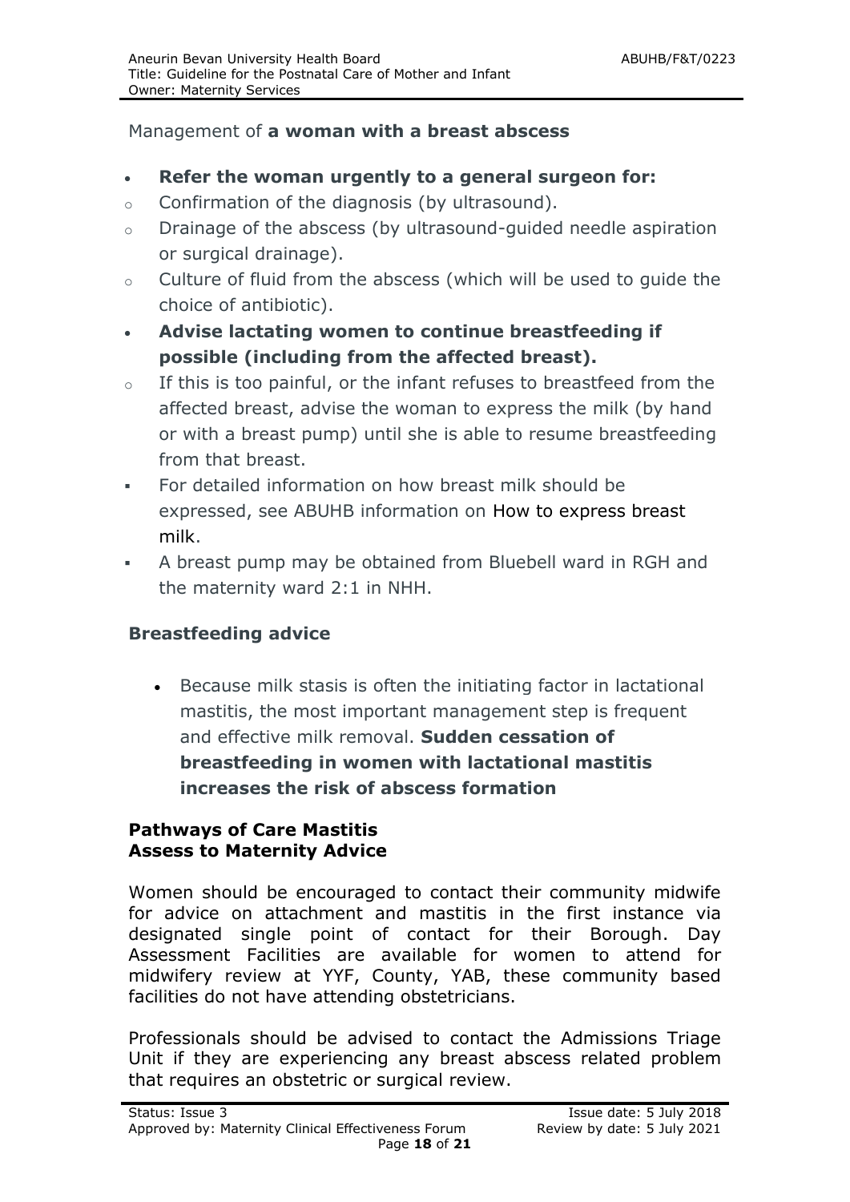Management of **a woman with a breast abscess**

- **Refer the woman urgently to a general surgeon for:**
  - Confirmation of the diagnosis (by ultrasound).
  - Drainage of the abscess (by ultrasound-guided needle aspiration or surgical drainage).
  - Culture of fluid from the abscess (which will be used to guide the choice of antibiotic).
- **Advise lactating women to continue breastfeeding if possible (including from the affected breast).**
  - If this is too painful, or the infant refuses to breastfeed from the affected breast, advise the woman to express the milk (by hand or with a breast pump) until she is able to resume breastfeeding from that breast.
    - For detailed information on how breast milk should be expressed, see ABUHB information on How to express breast milk.
    - A breast pump may be obtained from Bluebell ward in RGH and the maternity ward 2:1 in NHH.

### Breastfeeding advice

- Because milk stasis is often the initiating factor in lactational mastitis, the most important management step is frequent and effective milk removal. **Sudden cessation of breastfeeding in women with lactational mastitis increases the risk of abscess formation**

### Pathways of Care Mastitis
### Assess to Maternity Advice

Women should be encouraged to contact their community midwife for advice on attachment and mastitis in the first instance via designated single point of contact for their Borough. Day Assessment Facilities are available for women to attend for midwifery review at YYF, County, YAB, these community based facilities do not have attending obstetricians.

Professionals should be advised to contact the Admissions Triage Unit if they are experiencing any breast abscess related problem that requires an obstetric or surgical review.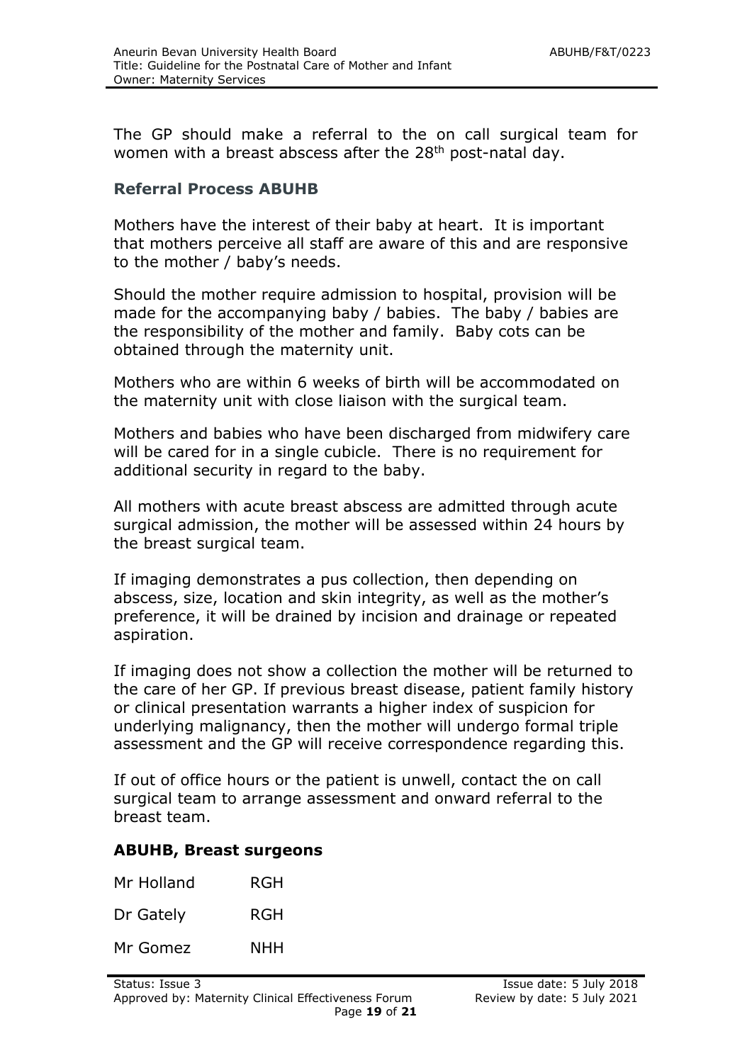The GP should make a referral to the on call surgical team for women with a breast abscess after the 28th post-natal day.

### Referral Process ABUHB

Mothers have the interest of their baby at heart. It is important that mothers perceive all staff are aware of this and are responsive to the mother / baby's needs.

Should the mother require admission to hospital, provision will be made for the accompanying baby / babies. The baby / babies are the responsibility of the mother and family. Baby cots can be obtained through the maternity unit.

Mothers who are within 6 weeks of birth will be accommodated on the maternity unit with close liaison with the surgical team.

Mothers and babies who have been discharged from midwifery care will be cared for in a single cubicle. There is no requirement for additional security in regard to the baby.

All mothers with acute breast abscess are admitted through acute surgical admission, the mother will be assessed within 24 hours by the breast surgical team.

If imaging demonstrates a pus collection, then depending on abscess, size, location and skin integrity, as well as the mother's preference, it will be drained by incision and drainage or repeated aspiration.

If imaging does not show a collection the mother will be returned to the care of her GP. If previous breast disease, patient family history or clinical presentation warrants a higher index of suspicion for underlying malignancy, then the mother will undergo formal triple assessment and the GP will receive correspondence regarding this.

If out of office hours or the patient is unwell, contact the on call surgical team to arrange assessment and onward referral to the breast team.

**ABUHB, Breast surgeons**

| | |
|---|---|
| Mr Holland | RGH |
| Dr Gately | RGH |
| Mr Gomez | NHH |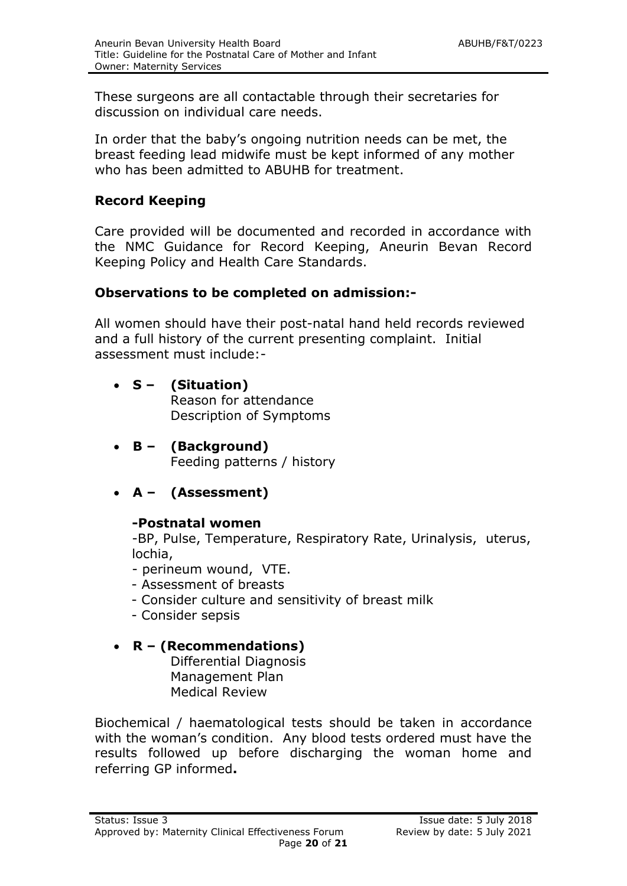These surgeons are all contactable through their secretaries for discussion on individual care needs.

In order that the baby's ongoing nutrition needs can be met, the breast feeding lead midwife must be kept informed of any mother who has been admitted to ABUHB for treatment.

**Record Keeping**

Care provided will be documented and recorded in accordance with the NMC Guidance for Record Keeping, Aneurin Bevan Record Keeping Policy and Health Care Standards.

**Observations to be completed on admission:-**

All women should have their post-natal hand held records reviewed and a full history of the current presenting complaint. Initial assessment must include:-

- **S – (Situation)**
  Reason for attendance
  Description of Symptoms

- **B – (Background)**
  Feeding patterns / history

- **A – (Assessment)**

  **-Postnatal women**

  -BP, Pulse, Temperature, Respiratory Rate, Urinalysis, uterus, lochia,
  - perineum wound, VTE.
  - Assessment of breasts
  - Consider culture and sensitivity of breast milk
  - Consider sepsis

- **R – (Recommendations)**
  Differential Diagnosis
  Management Plan
  Medical Review

Biochemical / haematological tests should be taken in accordance with the woman's condition. Any blood tests ordered must have the results followed up before discharging the woman home and referring GP informed**.**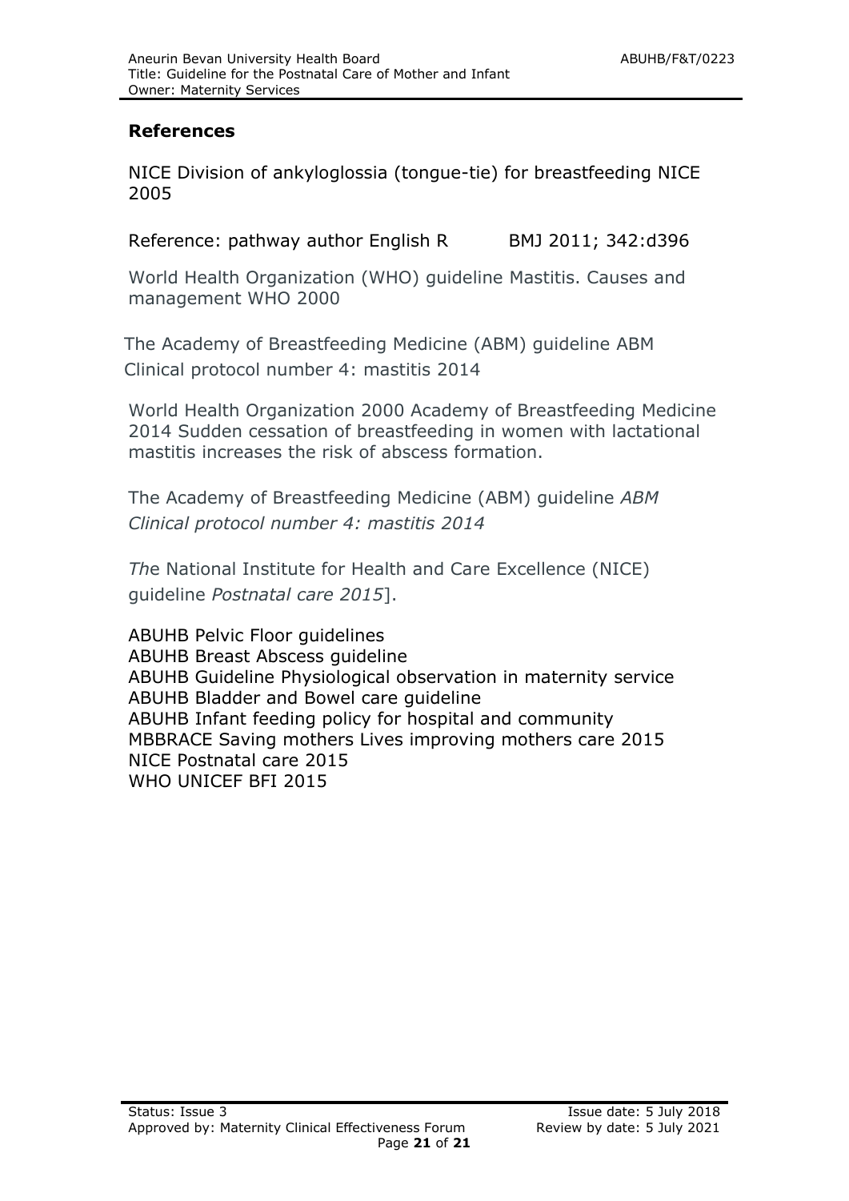## References

NICE Division of ankyloglossia (tongue-tie) for breastfeeding NICE 2005

Reference: pathway author English R BMJ 2011; 342:d396

World Health Organization (WHO) guideline Mastitis. Causes and management WHO 2000

The Academy of Breastfeeding Medicine (ABM) guideline ABM Clinical protocol number 4: mastitis 2014

World Health Organization 2000 Academy of Breastfeeding Medicine 2014 Sudden cessation of breastfeeding in women with lactational mastitis increases the risk of abscess formation.

The Academy of Breastfeeding Medicine (ABM) guideline *ABM Clinical protocol number 4: mastitis 2014*

*Th*e National Institute for Health and Care Excellence (NICE) guideline *Postnatal care 2015*].

ABUHB Pelvic Floor guidelines
ABUHB Breast Abscess guideline
ABUHB Guideline Physiological observation in maternity service
ABUHB Bladder and Bowel care guideline
ABUHB Infant feeding policy for hospital and community
MBBRACE Saving mothers Lives improving mothers care 2015
NICE Postnatal care 2015
WHO UNICEF BFI 2015